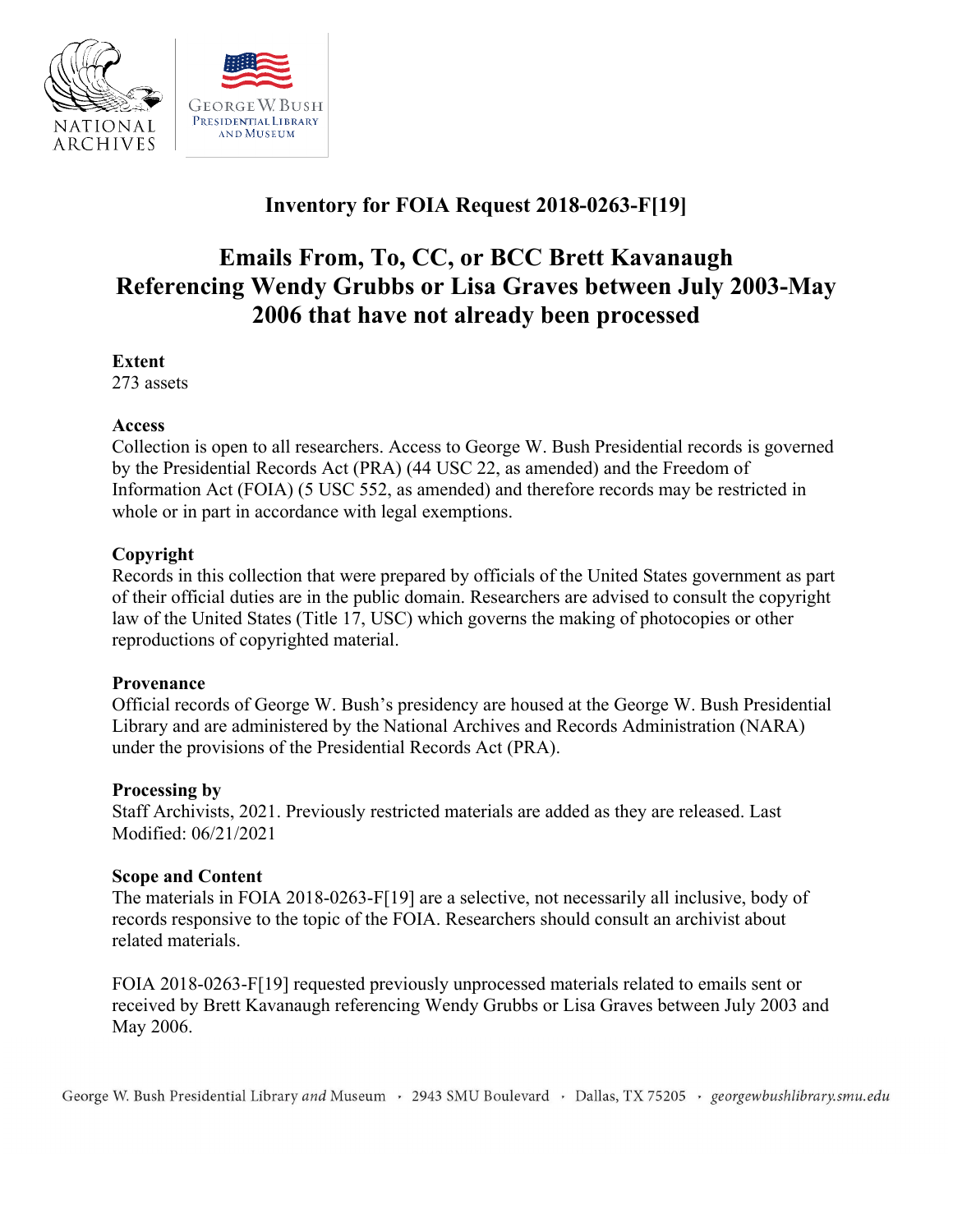# Inventory for FOIA Request 2018-0263-F[19]

## Emails From, To, CC, or BCC Brett Kavanaugh Referencing Wendy Grubbs or Lisa Graves between July 2003-May 2006 that have not already been processed

**Extent**
273 assets

**Access**
Collection is open to all researchers. Access to George W. Bush Presidential records is governed by the Presidential Records Act (PRA) (44 USC 22, as amended) and the Freedom of Information Act (FOIA) (5 USC 552, as amended) and therefore records may be restricted in whole or in part in accordance with legal exemptions.

**Copyright**
Records in this collection that were prepared by officials of the United States government as part of their official duties are in the public domain. Researchers are advised to consult the copyright law of the United States (Title 17, USC) which governs the making of photocopies or other reproductions of copyrighted material.

**Provenance**
Official records of George W. Bush's presidency are housed at the George W. Bush Presidential Library and are administered by the National Archives and Records Administration (NARA) under the provisions of the Presidential Records Act (PRA).

**Processing by**
Staff Archivists, 2021. Previously restricted materials are added as they are released. Last Modified: 06/21/2021

**Scope and Content**
The materials in FOIA 2018-0263-F[19] are a selective, not necessarily all inclusive, body of records responsive to the topic of the FOIA. Researchers should consult an archivist about related materials.

FOIA 2018-0263-F[19] requested previously unprocessed materials related to emails sent or received by Brett Kavanaugh referencing Wendy Grubbs or Lisa Graves between July 2003 and May 2006.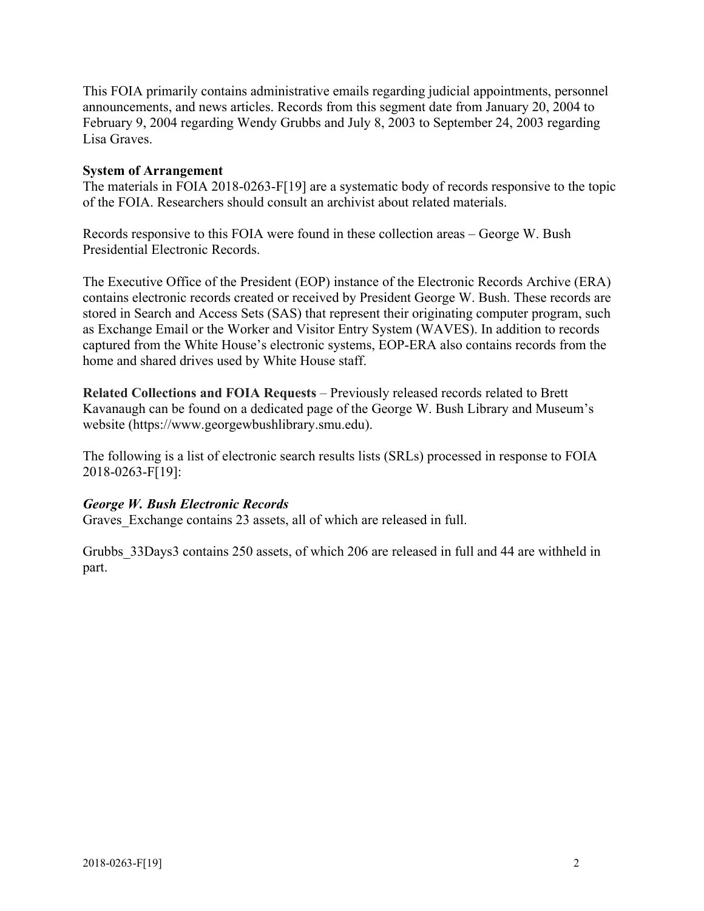This FOIA primarily contains administrative emails regarding judicial appointments, personnel announcements, and news articles. Records from this segment date from January 20, 2004 to February 9, 2004 regarding Wendy Grubbs and July 8, 2003 to September 24, 2003 regarding Lisa Graves.

**System of Arrangement**
The materials in FOIA 2018-0263-F[19] are a systematic body of records responsive to the topic of the FOIA. Researchers should consult an archivist about related materials.

Records responsive to this FOIA were found in these collection areas – George W. Bush Presidential Electronic Records.

The Executive Office of the President (EOP) instance of the Electronic Records Archive (ERA) contains electronic records created or received by President George W. Bush. These records are stored in Search and Access Sets (SAS) that represent their originating computer program, such as Exchange Email or the Worker and Visitor Entry System (WAVES). In addition to records captured from the White House's electronic systems, EOP-ERA also contains records from the home and shared drives used by White House staff.

**Related Collections and FOIA Requests** – Previously released records related to Brett Kavanaugh can be found on a dedicated page of the George W. Bush Library and Museum's website (https://www.georgewbushlibrary.smu.edu).

The following is a list of electronic search results lists (SRLs) processed in response to FOIA 2018-0263-F[19]:

***George W. Bush Electronic Records***
Graves_Exchange contains 23 assets, all of which are released in full.

Grubbs_33Days3 contains 250 assets, of which 206 are released in full and 44 are withheld in part.